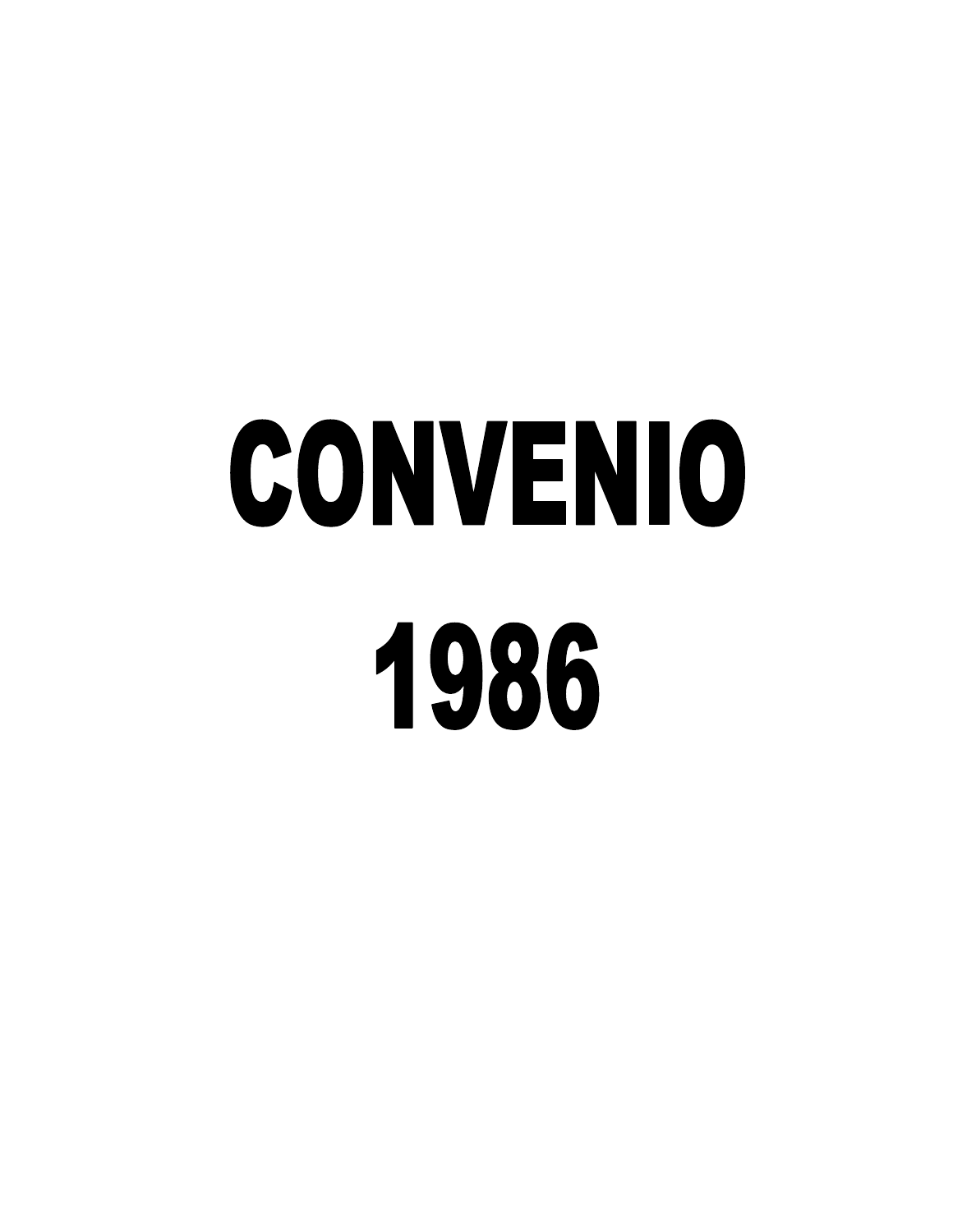# CONVENIO

# 1986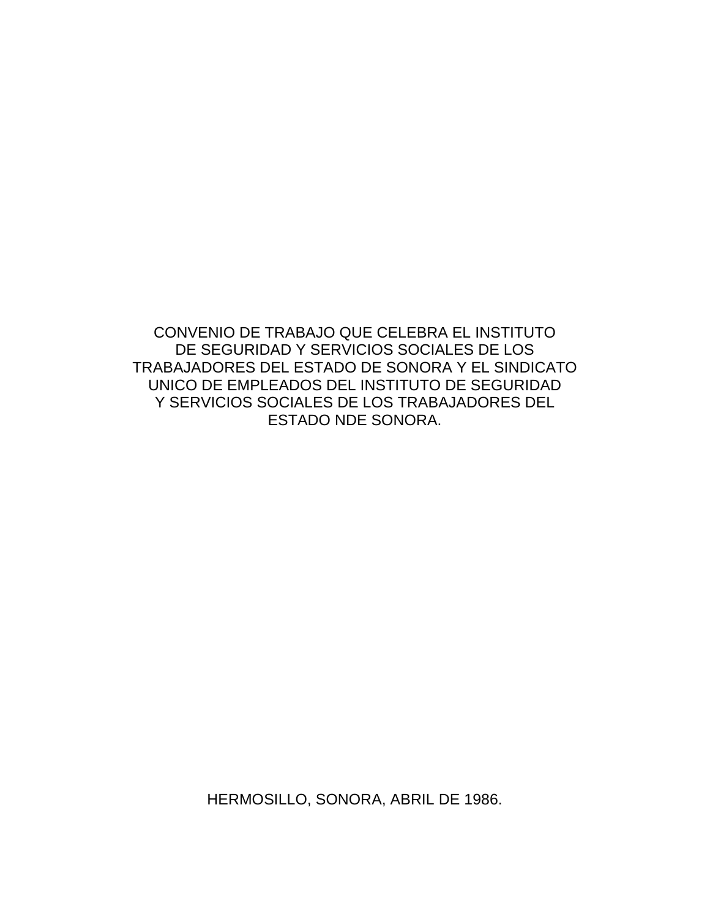CONVENIO DE TRABAJO QUE CELEBRA EL INSTITUTO DE SEGURIDAD Y SERVICIOS SOCIALES DE LOS TRABAJADORES DEL ESTADO DE SONORA Y EL SINDICATO UNICO DE EMPLEADOS DEL INSTITUTO DE SEGURIDAD Y SERVICIOS SOCIALES DE LOS TRABAJADORES DEL ESTADO NDE SONORA.

HERMOSILLO, SONORA, ABRIL DE 1986.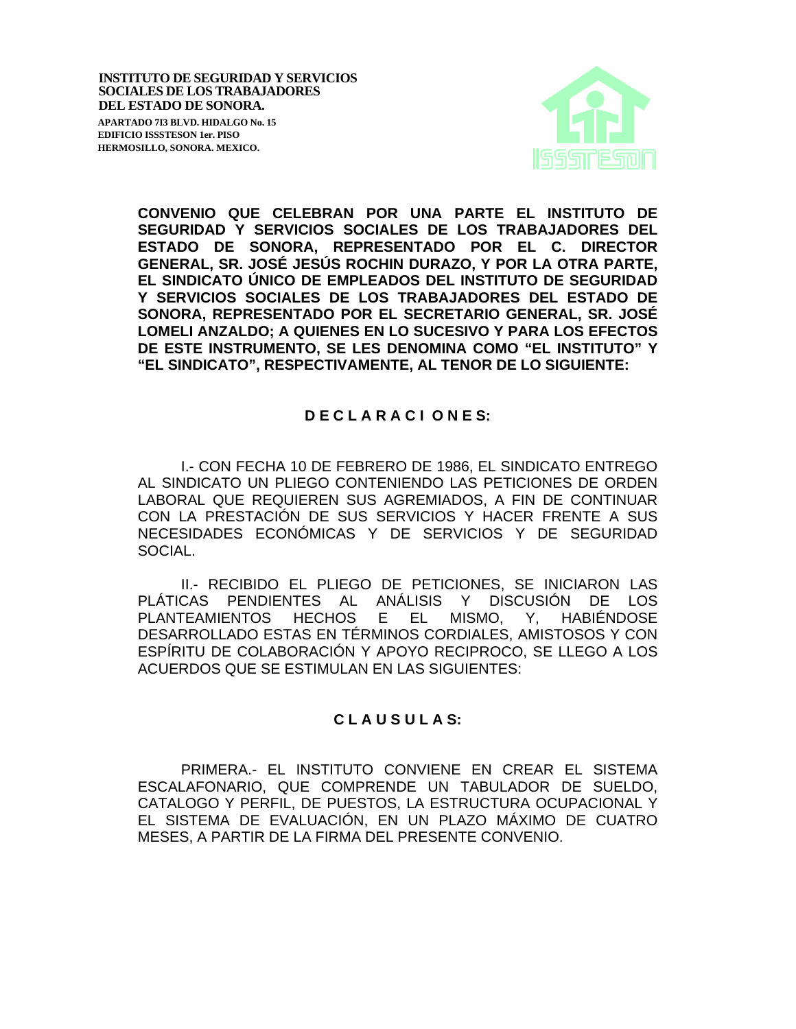**INSTITUTO DE SEGURIDAD Y SERVICIOS SOCIALES DE LOS TRABAJADORES DEL ESTADO DE SONORA.**

**APARTADO 713 BLVD. HIDALGO No. 15**
**EDIFICIO ISSSTESON 1er. PISO**
**HERMOSILLO, SONORA. MEXICO.**

**CONVENIO QUE CELEBRAN POR UNA PARTE EL INSTITUTO DE SEGURIDAD Y SERVICIOS SOCIALES DE LOS TRABAJADORES DEL ESTADO DE SONORA, REPRESENTADO POR EL C. DIRECTOR GENERAL, SR. JOSÉ JESÚS ROCHIN DURAZO, Y POR LA OTRA PARTE, EL SINDICATO ÚNICO DE EMPLEADOS DEL INSTITUTO DE SEGURIDAD Y SERVICIOS SOCIALES DE LOS TRABAJADORES DEL ESTADO DE SONORA, REPRESENTADO POR EL SECRETARIO GENERAL, SR. JOSÉ LOMELI ANZALDO; A QUIENES EN LO SUCESIVO Y PARA LOS EFECTOS DE ESTE INSTRUMENTO, SE LES DENOMINA COMO "EL INSTITUTO" Y "EL SINDICATO", RESPECTIVAMENTE, AL TENOR DE LO SIGUIENTE:**

## D E C L A R A C I O N E S:

I.- CON FECHA 10 DE FEBRERO DE 1986, EL SINDICATO ENTREGO AL SINDICATO UN PLIEGO CONTENIENDO LAS PETICIONES DE ORDEN LABORAL QUE REQUIEREN SUS AGREMIADOS, A FIN DE CONTINUAR CON LA PRESTACIÓN DE SUS SERVICIOS Y HACER FRENTE A SUS NECESIDADES ECONÓMICAS Y DE SERVICIOS Y DE SEGURIDAD SOCIAL.

II.- RECIBIDO EL PLIEGO DE PETICIONES, SE INICIARON LAS PLÁTICAS PENDIENTES AL ANÁLISIS Y DISCUSIÓN DE LOS PLANTEAMIENTOS HECHOS E EL MISMO, Y, HABIÉNDOSE DESARROLLADO ESTAS EN TÉRMINOS CORDIALES, AMISTOSOS Y CON ESPÍRITU DE COLABORACIÓN Y APOYO RECIPROCO, SE LLEGO A LOS ACUERDOS QUE SE ESTIMULAN EN LAS SIGUIENTES:

## C L A U S U L A S:

PRIMERA.- EL INSTITUTO CONVIENE EN CREAR EL SISTEMA ESCALAFONARIO, QUE COMPRENDE UN TABULADOR DE SUELDO, CATALOGO Y PERFIL, DE PUESTOS, LA ESTRUCTURA OCUPACIONAL Y EL SISTEMA DE EVALUACIÓN, EN UN PLAZO MÁXIMO DE CUATRO MESES, A PARTIR DE LA FIRMA DEL PRESENTE CONVENIO.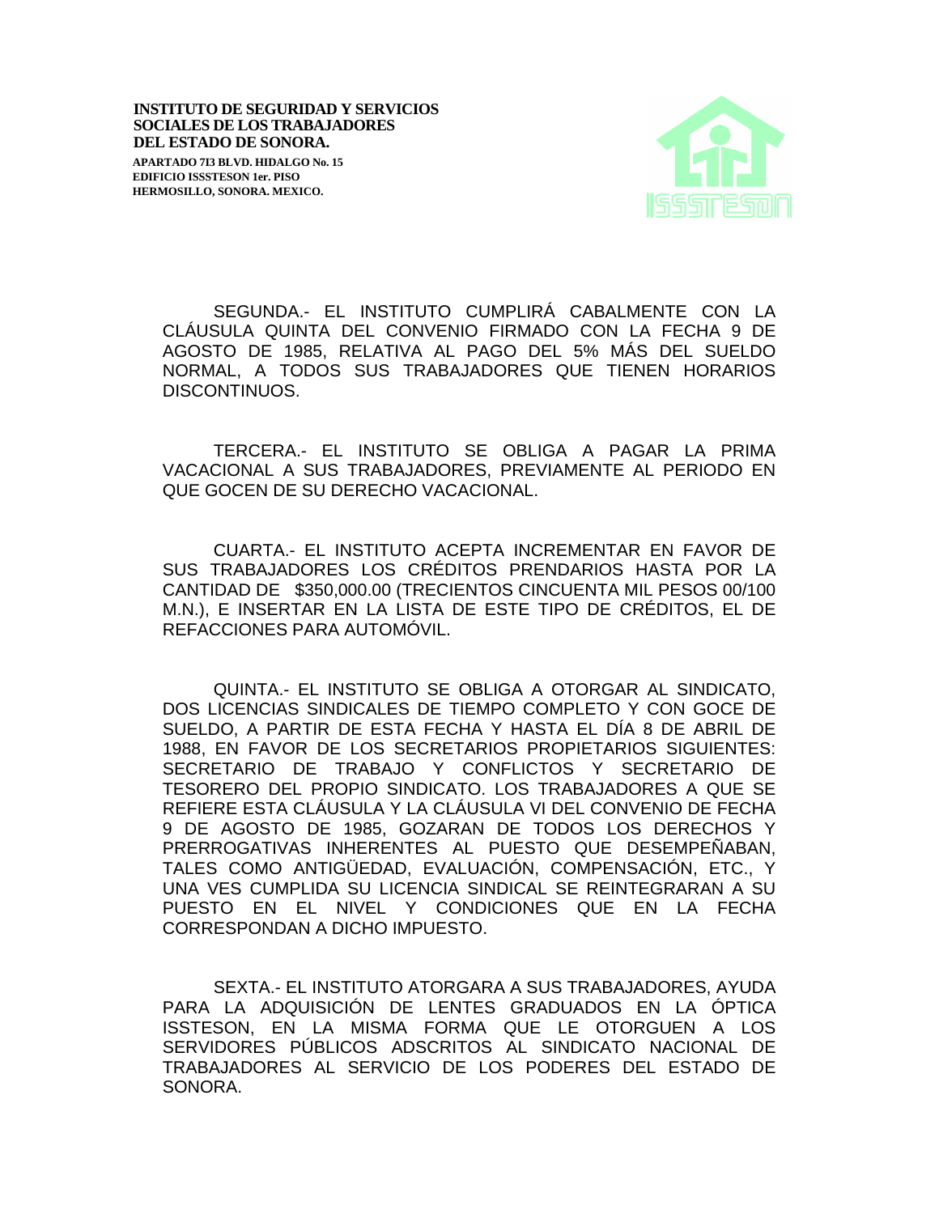SEGUNDA.- EL INSTITUTO CUMPLIRÁ CABALMENTE CON LA CLÁUSULA QUINTA DEL CONVENIO FIRMADO CON LA FECHA 9 DE AGOSTO DE 1985, RELATIVA AL PAGO DEL 5% MÁS DEL SUELDO NORMAL, A TODOS SUS TRABAJADORES QUE TIENEN HORARIOS DISCONTINUOS.

TERCERA.- EL INSTITUTO SE OBLIGA A PAGAR LA PRIMA VACACIONAL A SUS TRABAJADORES, PREVIAMENTE AL PERIODO EN QUE GOCEN DE SU DERECHO VACACIONAL.

CUARTA.- EL INSTITUTO ACEPTA INCREMENTAR EN FAVOR DE SUS TRABAJADORES LOS CRÉDITOS PRENDARIOS HASTA POR LA CANTIDAD DE $350,000.00 (TRECIENTOS CINCUENTA MIL PESOS 00/100 M.N.), E INSERTAR EN LA LISTA DE ESTE TIPO DE CRÉDITOS, EL DE REFACCIONES PARA AUTOMÓVIL.

QUINTA.- EL INSTITUTO SE OBLIGA A OTORGAR AL SINDICATO, DOS LICENCIAS SINDICALES DE TIEMPO COMPLETO Y CON GOCE DE SUELDO, A PARTIR DE ESTA FECHA Y HASTA EL DÍA 8 DE ABRIL DE 1988, EN FAVOR DE LOS SECRETARIOS PROPIETARIOS SIGUIENTES: SECRETARIO DE TRABAJO Y CONFLICTOS Y SECRETARIO DE TESORERO DEL PROPIO SINDICATO. LOS TRABAJADORES A QUE SE REFIERE ESTA CLÁUSULA Y LA CLÁUSULA VI DEL CONVENIO DE FECHA 9 DE AGOSTO DE 1985, GOZARAN DE TODOS LOS DERECHOS Y PRERROGATIVAS INHERENTES AL PUESTO QUE DESEMPEÑABAN, TALES COMO ANTIGÜEDAD, EVALUACIÓN, COMPENSACIÓN, ETC., Y UNA VES CUMPLIDA SU LICENCIA SINDICAL SE REINTEGRARAN A SU PUESTO EN EL NIVEL Y CONDICIONES QUE EN LA FECHA CORRESPONDAN A DICHO IMPUESTO.

SEXTA.- EL INSTITUTO ATORGARA A SUS TRABAJADORES, AYUDA PARA LA ADQUISICIÓN DE LENTES GRADUADOS EN LA ÓPTICA ISSTESON, EN LA MISMA FORMA QUE LE OTORGUEN A LOS SERVIDORES PÚBLICOS ADSCRITOS AL SINDICATO NACIONAL DE TRABAJADORES AL SERVICIO DE LOS PODERES DEL ESTADO DE SONORA.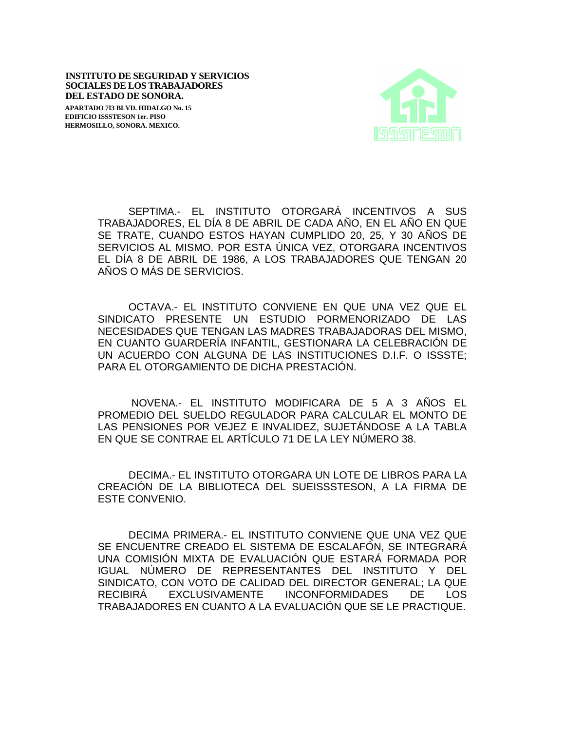**INSTITUTO DE SEGURIDAD Y SERVICIOS SOCIALES DE LOS TRABAJADORES DEL ESTADO DE SONORA.**

**APARTADO 7I3 BLVD. HIDALGO No. 15**
**EDIFICIO ISSSTESON 1er. PISO**
**HERMOSILLO, SONORA. MEXICO.**

SEPTIMA.- EL INSTITUTO OTORGARÁ INCENTIVOS A SUS TRABAJADORES, EL DÍA 8 DE ABRIL DE CADA AÑO, EN EL AÑO EN QUE SE TRATE, CUANDO ESTOS HAYAN CUMPLIDO 20, 25, Y 30 AÑOS DE SERVICIOS AL MISMO. POR ESTA ÚNICA VEZ, OTORGARA INCENTIVOS EL DÍA 8 DE ABRIL DE 1986, A LOS TRABAJADORES QUE TENGAN 20 AÑOS O MÁS DE SERVICIOS.

OCTAVA.- EL INSTITUTO CONVIENE EN QUE UNA VEZ QUE EL SINDICATO PRESENTE UN ESTUDIO PORMENORIZADO DE LAS NECESIDADES QUE TENGAN LAS MADRES TRABAJADORAS DEL MISMO, EN CUANTO GUARDERÍA INFANTIL, GESTIONARA LA CELEBRACIÓN DE UN ACUERDO CON ALGUNA DE LAS INSTITUCIONES D.I.F. O ISSSTE; PARA EL OTORGAMIENTO DE DICHA PRESTACIÓN.

NOVENA.- EL INSTITUTO MODIFICARA DE 5 A 3 AÑOS EL PROMEDIO DEL SUELDO REGULADOR PARA CALCULAR EL MONTO DE LAS PENSIONES POR VEJEZ E INVALIDEZ, SUJETÁNDOSE A LA TABLA EN QUE SE CONTRAE EL ARTÍCULO 71 DE LA LEY NÚMERO 38.

DECIMA.- EL INSTITUTO OTORGARA UN LOTE DE LIBROS PARA LA CREACIÓN DE LA BIBLIOTECA DEL SUEISSSTESON, A LA FIRMA DE ESTE CONVENIO.

DECIMA PRIMERA.- EL INSTITUTO CONVIENE QUE UNA VEZ QUE SE ENCUENTRE CREADO EL SISTEMA DE ESCALAFÓN, SE INTEGRARÁ UNA COMISIÓN MIXTA DE EVALUACIÓN QUE ESTARÁ FORMADA POR IGUAL NÚMERO DE REPRESENTANTES DEL INSTITUTO Y DEL SINDICATO, CON VOTO DE CALIDAD DEL DIRECTOR GENERAL; LA QUE RECIBIRÁ EXCLUSIVAMENTE INCONFORMIDADES DE LOS TRABAJADORES EN CUANTO A LA EVALUACIÓN QUE SE LE PRACTIQUE.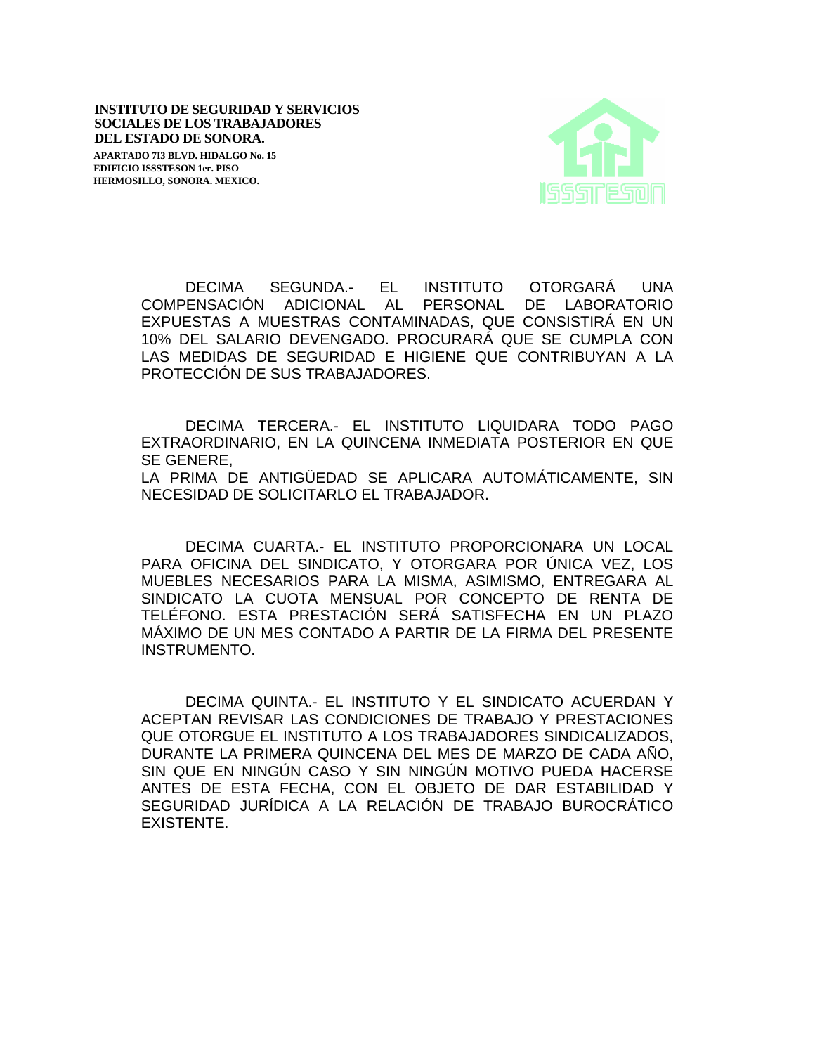**INSTITUTO DE SEGURIDAD Y SERVICIOS SOCIALES DE LOS TRABAJADORES DEL ESTADO DE SONORA.**

**APARTADO 7I3 BLVD. HIDALGO No. 15**
**EDIFICIO ISSSTESON 1er. PISO**
**HERMOSILLO, SONORA. MEXICO.**

DECIMA SEGUNDA.- EL INSTITUTO OTORGARÁ UNA COMPENSACIÓN ADICIONAL AL PERSONAL DE LABORATORIO EXPUESTAS A MUESTRAS CONTAMINADAS, QUE CONSISTIRÁ EN UN 10% DEL SALARIO DEVENGADO. PROCURARÁ QUE SE CUMPLA CON LAS MEDIDAS DE SEGURIDAD E HIGIENE QUE CONTRIBUYAN A LA PROTECCIÓN DE SUS TRABAJADORES.

DECIMA TERCERA.- EL INSTITUTO LIQUIDARA TODO PAGO EXTRAORDINARIO, EN LA QUINCENA INMEDIATA POSTERIOR EN QUE SE GENERE,
LA PRIMA DE ANTIGÜEDAD SE APLICARA AUTOMÁTICAMENTE, SIN NECESIDAD DE SOLICITARLO EL TRABAJADOR.

DECIMA CUARTA.- EL INSTITUTO PROPORCIONARA UN LOCAL PARA OFICINA DEL SINDICATO, Y OTORGARA POR ÚNICA VEZ, LOS MUEBLES NECESARIOS PARA LA MISMA, ASIMISMO, ENTREGARA AL SINDICATO LA CUOTA MENSUAL POR CONCEPTO DE RENTA DE TELÉFONO. ESTA PRESTACIÓN SERÁ SATISFECHA EN UN PLAZO MÁXIMO DE UN MES CONTADO A PARTIR DE LA FIRMA DEL PRESENTE INSTRUMENTO.

DECIMA QUINTA.- EL INSTITUTO Y EL SINDICATO ACUERDAN Y ACEPTAN REVISAR LAS CONDICIONES DE TRABAJO Y PRESTACIONES QUE OTORGUE EL INSTITUTO A LOS TRABAJADORES SINDICALIZADOS, DURANTE LA PRIMERA QUINCENA DEL MES DE MARZO DE CADA AÑO, SIN QUE EN NINGÚN CASO Y SIN NINGÚN MOTIVO PUEDA HACERSE ANTES DE ESTA FECHA, CON EL OBJETO DE DAR ESTABILIDAD Y SEGURIDAD JURÍDICA A LA RELACIÓN DE TRABAJO BUROCRÁTICO EXISTENTE.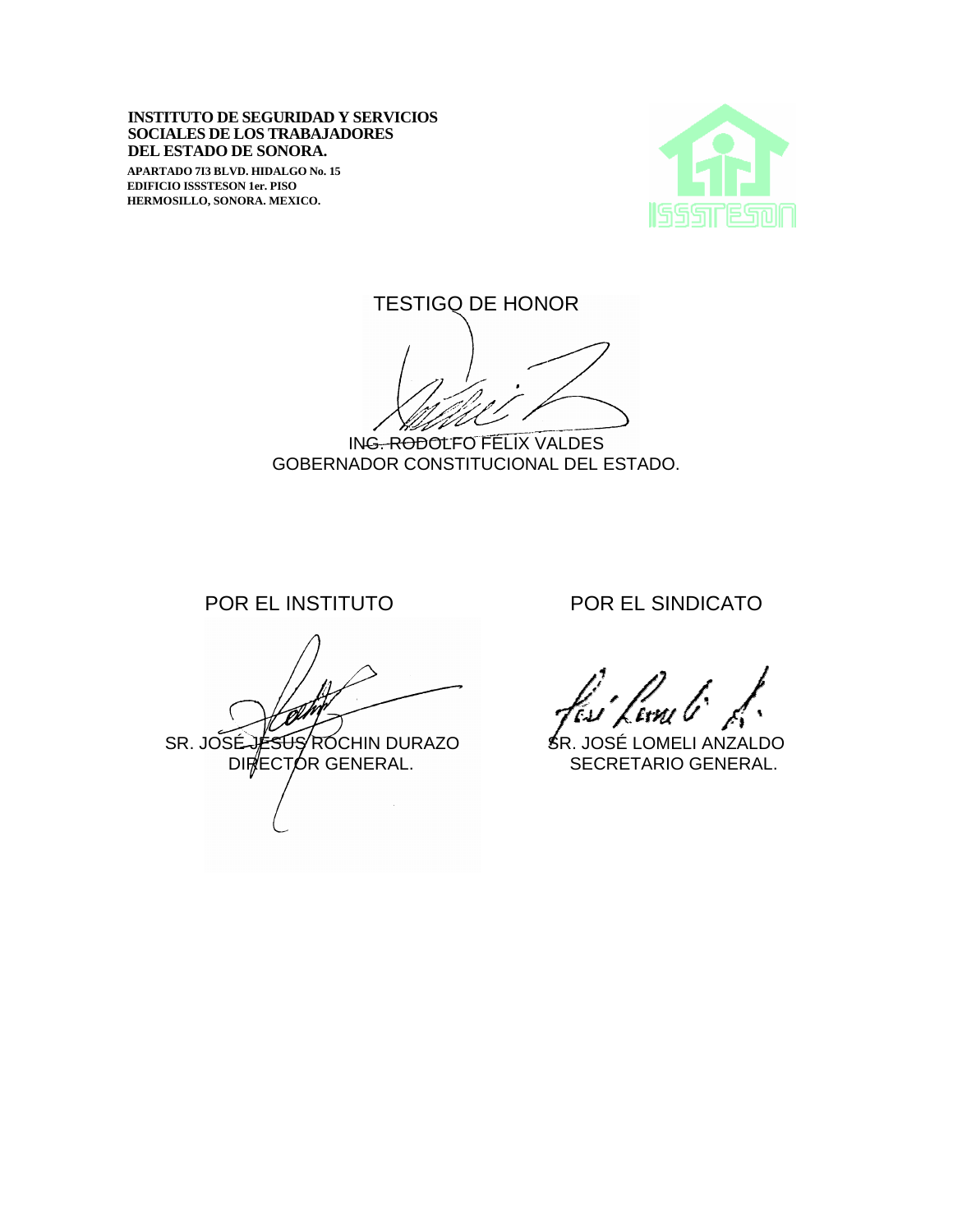**INSTITUTO DE SEGURIDAD Y SERVICIOS SOCIALES DE LOS TRABAJADORES DEL ESTADO DE SONORA.**

**APARTADO 7I3 BLVD. HIDALGO No. 15**
**EDIFICIO ISSSTESON 1er. PISO**
**HERMOSILLO, SONORA. MEXICO.**

ISSSTESON

TESTIGO DE HONOR

ING. RODOLFO FELIX VALDES
GOBERNADOR CONSTITUCIONAL DEL ESTADO.

| POR EL INSTITUTO | POR EL SINDICATO |
|---|---|
| SR. JOSÉ JESUS ROCHIN DURAZO<br>DIRECTOR GENERAL. | SR. JOSÉ LOMELI ANZALDO<br>SECRETARIO GENERAL. |